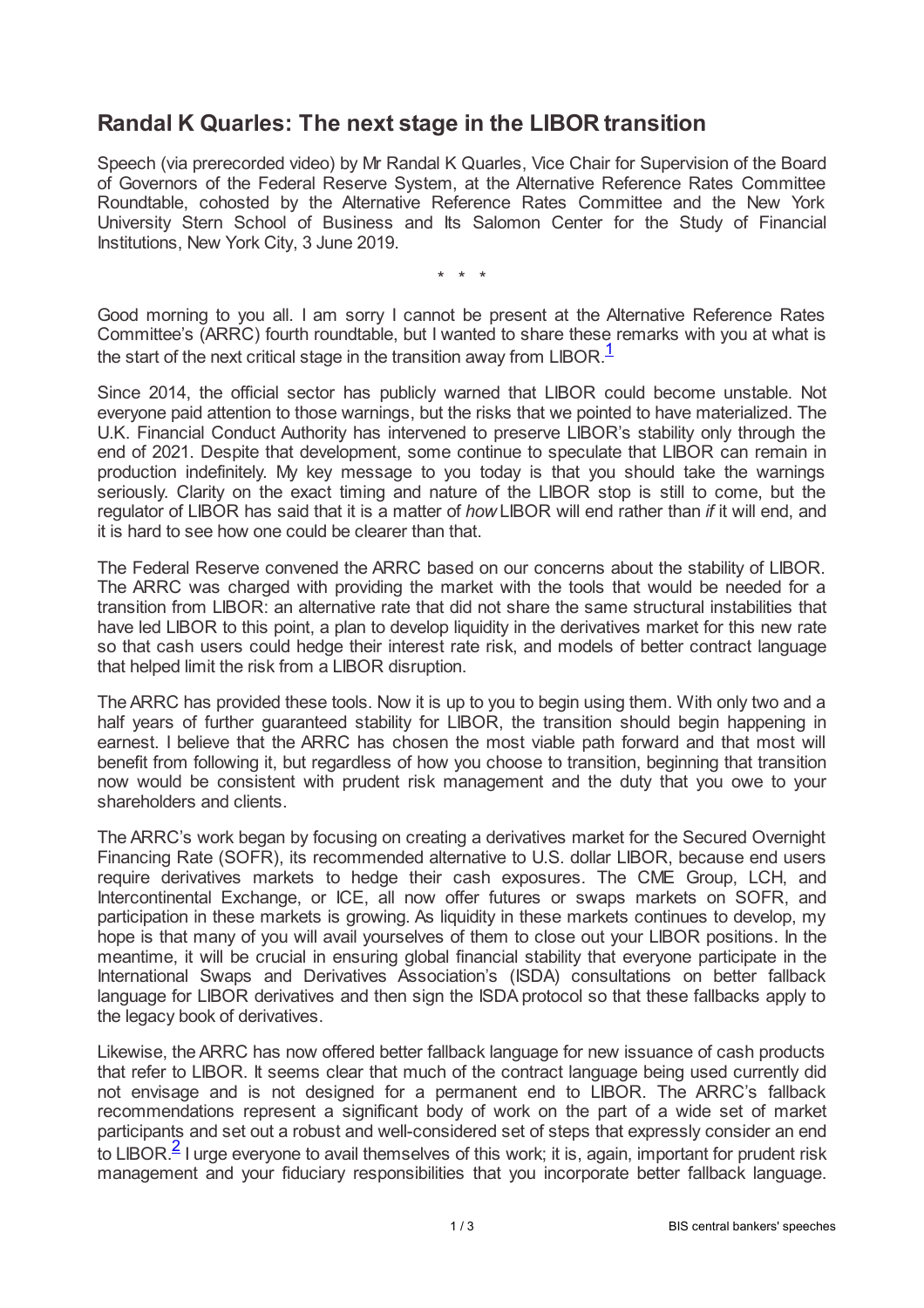# Randal K Quarles: The next stage in the LIBOR transition

Speech (via prerecorded video) by Mr Randal K Quarles, Vice Chair for Supervision of the Board of Governors of the Federal Reserve System, at the Alternative Reference Rates Committee Roundtable, cohosted by the Alternative Reference Rates Committee and the New York University Stern School of Business and Its Salomon Center for the Study of Financial Institutions, New York City, 3 June 2019.

\* \* \*

Good morning to you all. I am sorry I cannot be present at the Alternative Reference Rates Committee's (ARRC) fourth roundtable, but I wanted to share these remarks with you at what is the start of the next critical stage in the transition away from LIBOR.[1]

Since 2014, the official sector has publicly warned that LIBOR could become unstable. Not everyone paid attention to those warnings, but the risks that we pointed to have materialized. The U.K. Financial Conduct Authority has intervened to preserve LIBOR's stability only through the end of 2021. Despite that development, some continue to speculate that LIBOR can remain in production indefinitely. My key message to you today is that you should take the warnings seriously. Clarity on the exact timing and nature of the LIBOR stop is still to come, but the regulator of LIBOR has said that it is a matter of *how* LIBOR will end rather than *if* it will end, and it is hard to see how one could be clearer than that.

The Federal Reserve convened the ARRC based on our concerns about the stability of LIBOR. The ARRC was charged with providing the market with the tools that would be needed for a transition from LIBOR: an alternative rate that did not share the same structural instabilities that have led LIBOR to this point, a plan to develop liquidity in the derivatives market for this new rate so that cash users could hedge their interest rate risk, and models of better contract language that helped limit the risk from a LIBOR disruption.

The ARRC has provided these tools. Now it is up to you to begin using them. With only two and a half years of further guaranteed stability for LIBOR, the transition should begin happening in earnest. I believe that the ARRC has chosen the most viable path forward and that most will benefit from following it, but regardless of how you choose to transition, beginning that transition now would be consistent with prudent risk management and the duty that you owe to your shareholders and clients.

The ARRC's work began by focusing on creating a derivatives market for the Secured Overnight Financing Rate (SOFR), its recommended alternative to U.S. dollar LIBOR, because end users require derivatives markets to hedge their cash exposures. The CME Group, LCH, and Intercontinental Exchange, or ICE, all now offer futures or swaps markets on SOFR, and participation in these markets is growing. As liquidity in these markets continues to develop, my hope is that many of you will avail yourselves of them to close out your LIBOR positions. In the meantime, it will be crucial in ensuring global financial stability that everyone participate in the International Swaps and Derivatives Association's (ISDA) consultations on better fallback language for LIBOR derivatives and then sign the ISDA protocol so that these fallbacks apply to the legacy book of derivatives.

Likewise, the ARRC has now offered better fallback language for new issuance of cash products that refer to LIBOR. It seems clear that much of the contract language being used currently did not envisage and is not designed for a permanent end to LIBOR. The ARRC's fallback recommendations represent a significant body of work on the part of a wide set of market participants and set out a robust and well-considered set of steps that expressly consider an end to LIBOR.[2] I urge everyone to avail themselves of this work; it is, again, important for prudent risk management and your fiduciary responsibilities that you incorporate better fallback language.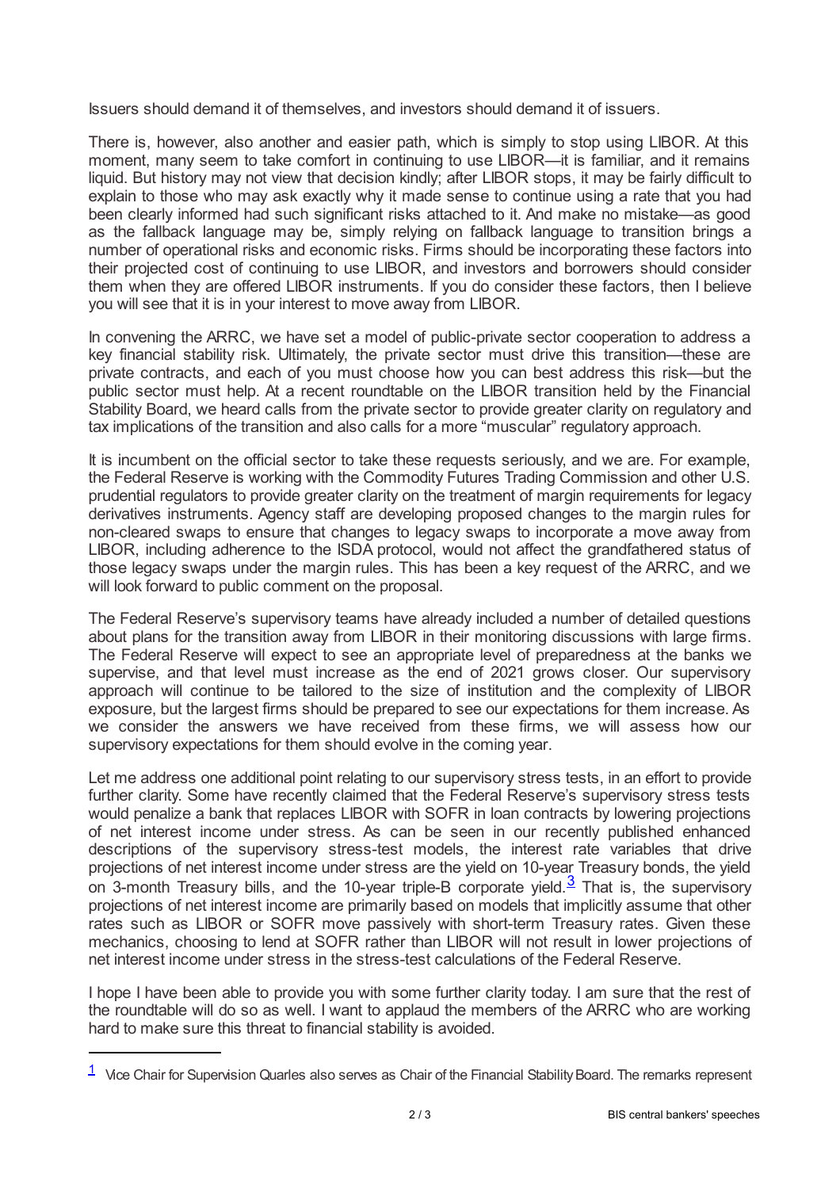Issuers should demand it of themselves, and investors should demand it of issuers.

There is, however, also another and easier path, which is simply to stop using LIBOR. At this moment, many seem to take comfort in continuing to use LIBOR—it is familiar, and it remains liquid. But history may not view that decision kindly; after LIBOR stops, it may be fairly difficult to explain to those who may ask exactly why it made sense to continue using a rate that you had been clearly informed had such significant risks attached to it. And make no mistake—as good as the fallback language may be, simply relying on fallback language to transition brings a number of operational risks and economic risks. Firms should be incorporating these factors into their projected cost of continuing to use LIBOR, and investors and borrowers should consider them when they are offered LIBOR instruments. If you do consider these factors, then I believe you will see that it is in your interest to move away from LIBOR.

In convening the ARRC, we have set a model of public-private sector cooperation to address a key financial stability risk. Ultimately, the private sector must drive this transition—these are private contracts, and each of you must choose how you can best address this risk—but the public sector must help. At a recent roundtable on the LIBOR transition held by the Financial Stability Board, we heard calls from the private sector to provide greater clarity on regulatory and tax implications of the transition and also calls for a more "muscular" regulatory approach.

It is incumbent on the official sector to take these requests seriously, and we are. For example, the Federal Reserve is working with the Commodity Futures Trading Commission and other U.S. prudential regulators to provide greater clarity on the treatment of margin requirements for legacy derivatives instruments. Agency staff are developing proposed changes to the margin rules for non-cleared swaps to ensure that changes to legacy swaps to incorporate a move away from LIBOR, including adherence to the ISDA protocol, would not affect the grandfathered status of those legacy swaps under the margin rules. This has been a key request of the ARRC, and we will look forward to public comment on the proposal.

The Federal Reserve's supervisory teams have already included a number of detailed questions about plans for the transition away from LIBOR in their monitoring discussions with large firms. The Federal Reserve will expect to see an appropriate level of preparedness at the banks we supervise, and that level must increase as the end of 2021 grows closer. Our supervisory approach will continue to be tailored to the size of institution and the complexity of LIBOR exposure, but the largest firms should be prepared to see our expectations for them increase. As we consider the answers we have received from these firms, we will assess how our supervisory expectations for them should evolve in the coming year.

Let me address one additional point relating to our supervisory stress tests, in an effort to provide further clarity. Some have recently claimed that the Federal Reserve's supervisory stress tests would penalize a bank that replaces LIBOR with SOFR in loan contracts by lowering projections of net interest income under stress. As can be seen in our recently published enhanced descriptions of the supervisory stress-test models, the interest rate variables that drive projections of net interest income under stress are the yield on 10-year Treasury bonds, the yield on 3-month Treasury bills, and the 10-year triple-B corporate yield.[3] That is, the supervisory projections of net interest income are primarily based on models that implicitly assume that other rates such as LIBOR or SOFR move passively with short-term Treasury rates. Given these mechanics, choosing to lend at SOFR rather than LIBOR will not result in lower projections of net interest income under stress in the stress-test calculations of the Federal Reserve.

I hope I have been able to provide you with some further clarity today. I am sure that the rest of the roundtable will do so as well. I want to applaud the members of the ARRC who are working hard to make sure this threat to financial stability is avoided.

---

[1] Vice Chair for Supervision Quarles also serves as Chair of the Financial Stability Board. The remarks represent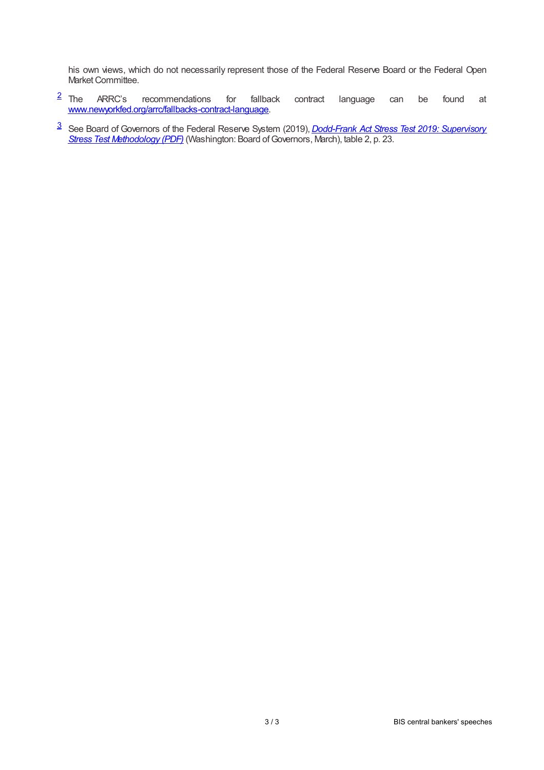his own views, which do not necessarily represent those of the Federal Reserve Board or the Federal Open Market Committee.

[2] The ARRC's recommendations for fallback contract language can be found at www.newyorkfed.org/arrc/fallbacks-contract-language.

[3] See Board of Governors of the Federal Reserve System (2019), *Dodd-Frank Act Stress Test 2019: Supervisory Stress Test Methodology (PDF)* (Washington: Board of Governors, March), table 2, p. 23.